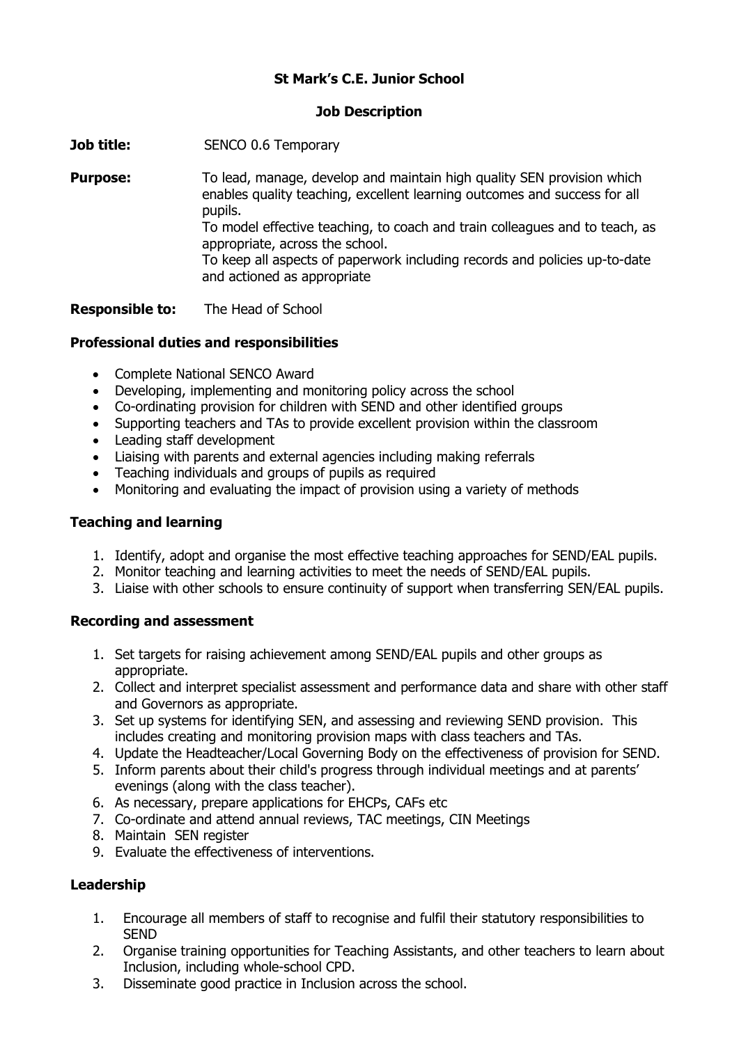# St Mark's C.E. Junior School

## Job Description

**Job title:** SENCO 0.6 Temporary

**Purpose:** To lead, manage, develop and maintain high quality SEN provision which enables quality teaching, excellent learning outcomes and success for all pupils.
To model effective teaching, to coach and train colleagues and to teach, as appropriate, across the school.
To keep all aspects of paperwork including records and policies up-to-date and actioned as appropriate

**Responsible to:** The Head of School

### Professional duties and responsibilities

- Complete National SENCO Award
- Developing, implementing and monitoring policy across the school
- Co-ordinating provision for children with SEND and other identified groups
- Supporting teachers and TAs to provide excellent provision within the classroom
- Leading staff development
- Liaising with parents and external agencies including making referrals
- Teaching individuals and groups of pupils as required
- Monitoring and evaluating the impact of provision using a variety of methods

### Teaching and learning

1. Identify, adopt and organise the most effective teaching approaches for SEND/EAL pupils.
2. Monitor teaching and learning activities to meet the needs of SEND/EAL pupils.
3. Liaise with other schools to ensure continuity of support when transferring SEN/EAL pupils.

### Recording and assessment

1. Set targets for raising achievement among SEND/EAL pupils and other groups as appropriate.
2. Collect and interpret specialist assessment and performance data and share with other staff and Governors as appropriate.
3. Set up systems for identifying SEN, and assessing and reviewing SEND provision. This includes creating and monitoring provision maps with class teachers and TAs.
4. Update the Headteacher/Local Governing Body on the effectiveness of provision for SEND.
5. Inform parents about their child's progress through individual meetings and at parents' evenings (along with the class teacher).
6. As necessary, prepare applications for EHCPs, CAFs etc
7. Co-ordinate and attend annual reviews, TAC meetings, CIN Meetings
8. Maintain SEN register
9. Evaluate the effectiveness of interventions.

### Leadership

1. Encourage all members of staff to recognise and fulfil their statutory responsibilities to SEND
2. Organise training opportunities for Teaching Assistants, and other teachers to learn about Inclusion, including whole-school CPD.
3. Disseminate good practice in Inclusion across the school.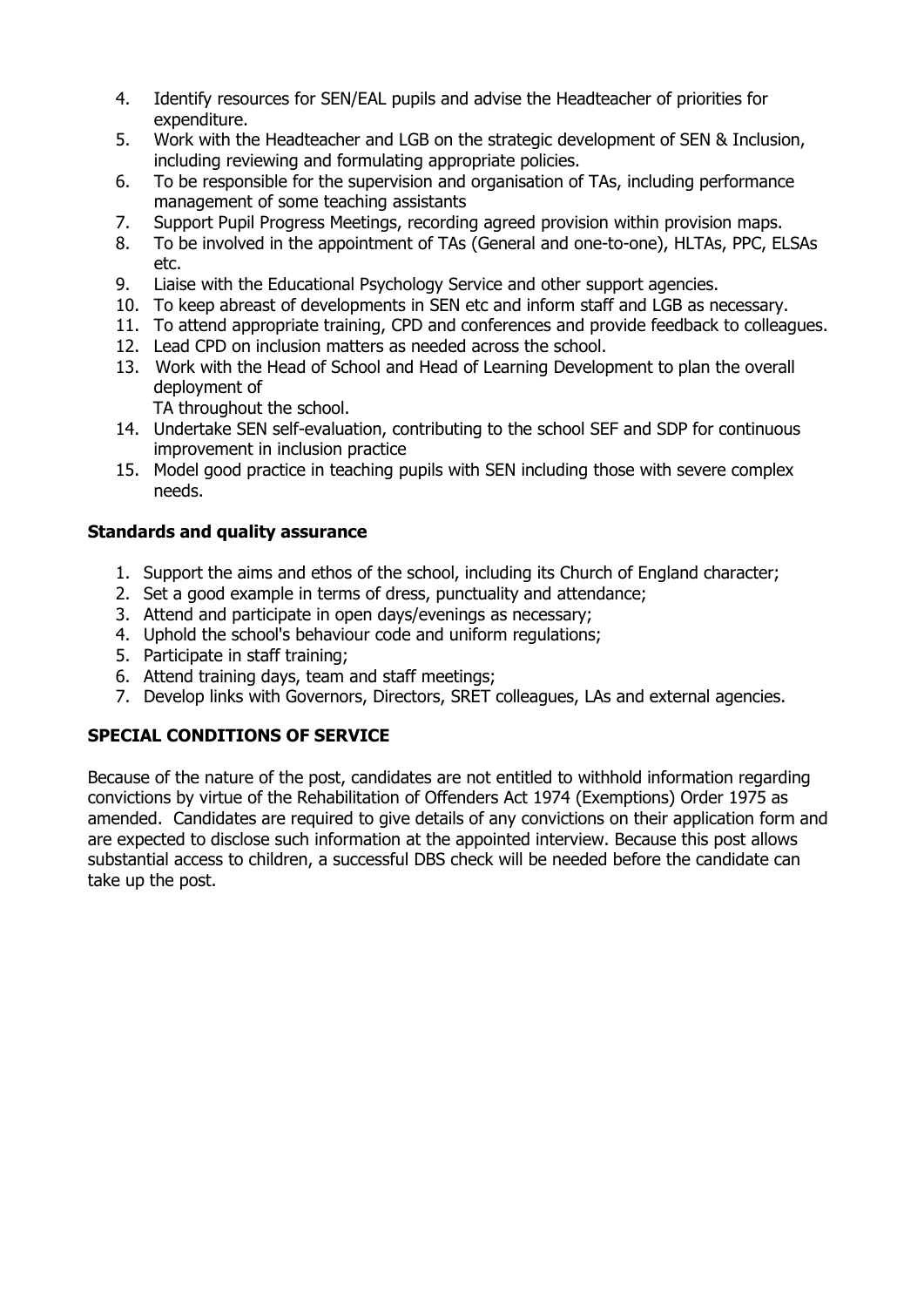4. Identify resources for SEN/EAL pupils and advise the Headteacher of priorities for expenditure.
5. Work with the Headteacher and LGB on the strategic development of SEN & Inclusion, including reviewing and formulating appropriate policies.
6. To be responsible for the supervision and organisation of TAs, including performance management of some teaching assistants
7. Support Pupil Progress Meetings, recording agreed provision within provision maps.
8. To be involved in the appointment of TAs (General and one-to-one), HLTAs, PPC, ELSAs etc.
9. Liaise with the Educational Psychology Service and other support agencies.
10. To keep abreast of developments in SEN etc and inform staff and LGB as necessary.
11. To attend appropriate training, CPD and conferences and provide feedback to colleagues.
12. Lead CPD on inclusion matters as needed across the school.
13. Work with the Head of School and Head of Learning Development to plan the overall deployment of
    TA throughout the school.
14. Undertake SEN self-evaluation, contributing to the school SEF and SDP for continuous improvement in inclusion practice
15. Model good practice in teaching pupils with SEN including those with severe complex needs.

**Standards and quality assurance**

1. Support the aims and ethos of the school, including its Church of England character;
2. Set a good example in terms of dress, punctuality and attendance;
3. Attend and participate in open days/evenings as necessary;
4. Uphold the school's behaviour code and uniform regulations;
5. Participate in staff training;
6. Attend training days, team and staff meetings;
7. Develop links with Governors, Directors, SRET colleagues, LAs and external agencies.

**SPECIAL CONDITIONS OF SERVICE**

Because of the nature of the post, candidates are not entitled to withhold information regarding convictions by virtue of the Rehabilitation of Offenders Act 1974 (Exemptions) Order 1975 as amended. Candidates are required to give details of any convictions on their application form and are expected to disclose such information at the appointed interview. Because this post allows substantial access to children, a successful DBS check will be needed before the candidate can take up the post.